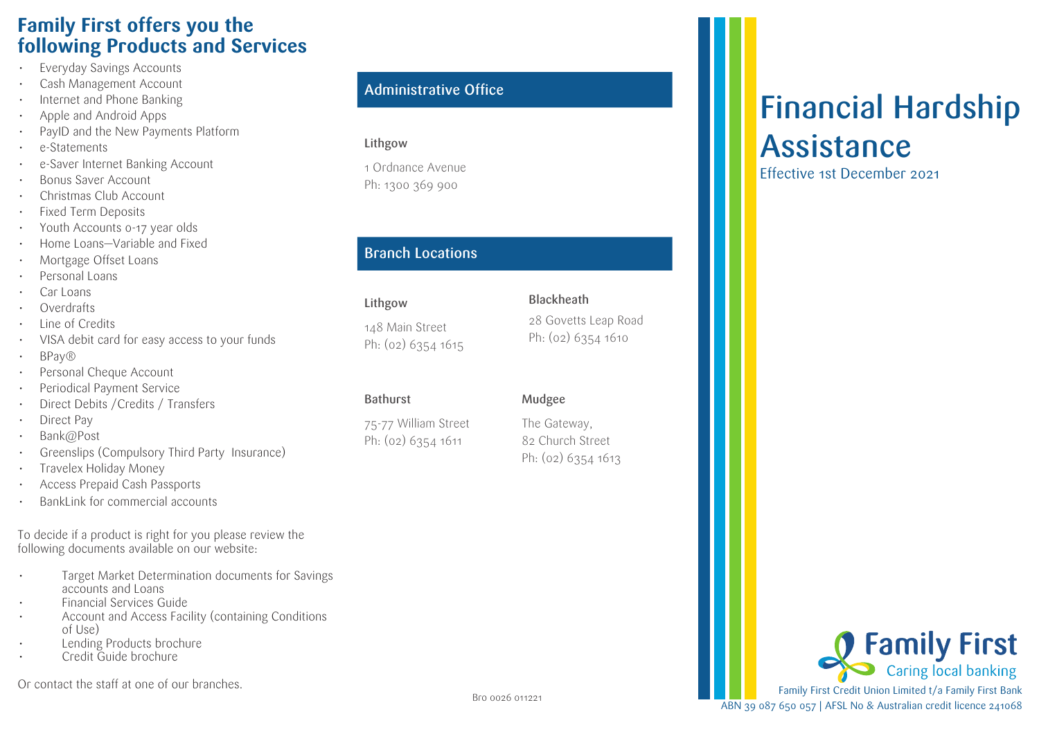## Family First offers you the following Products and Services

- Everyday Savings Accounts
- Cash Management Account
- Internet and Phone Banking
- Apple and Android Apps
- PayID and the New Payments Platform
- e-Statements
- e-Saver Internet Banking Account
- Bonus Saver Account
- Christmas Club Account
- Fixed Term Deposits
- Youth Accounts 0-17 year olds
- Home Loans—Variable and Fixed
- Mortgage Offset Loans
- Personal Loans
- Car Loans
- Overdrafts
- Line of Credits
- VISA debit card for easy access to your funds
- BPay®
- Personal Cheque Account
- Periodical Payment Service
- Direct Debits /Credits / Transfers
- Direct Pay
- Bank@Post
- Greenslips (Compulsory Third Party Insurance)
- Travelex Holiday Money
- Access Prepaid Cash Passports
- BankLink for commercial accounts

To decide if a product is right for you please review the following documents available on our website:

- Target Market Determination documents for Savings accounts and Loans
- Financial Services Guide
- Account and Access Facility (containing Conditions of Use)
- Lending Products brochure
- Credit Guide brochure

Or contact the staff at one of our branches.

## Administrative Office

**Lithgow**

1 Ordnance Avenue
Ph: 1300 369 900

## Branch Locations

**Lithgow**

148 Main Street
Ph: (02) 6354 1615

**Blackheath**

28 Govetts Leap Road
Ph: (02) 6354 1610

**Bathurst**

75-77 William Street
Ph: (02) 6354 1611

**Mudgee**

The Gateway,
82 Church Street
Ph: (02) 6354 1613

Bro 0026 011221

# Financial Hardship Assistance

Effective 1st December 2021

Family First
Caring local banking

Family First Credit Union Limited t/a Family First Bank
ABN 39 087 650 057 | AFSL No & Australian credit licence 241068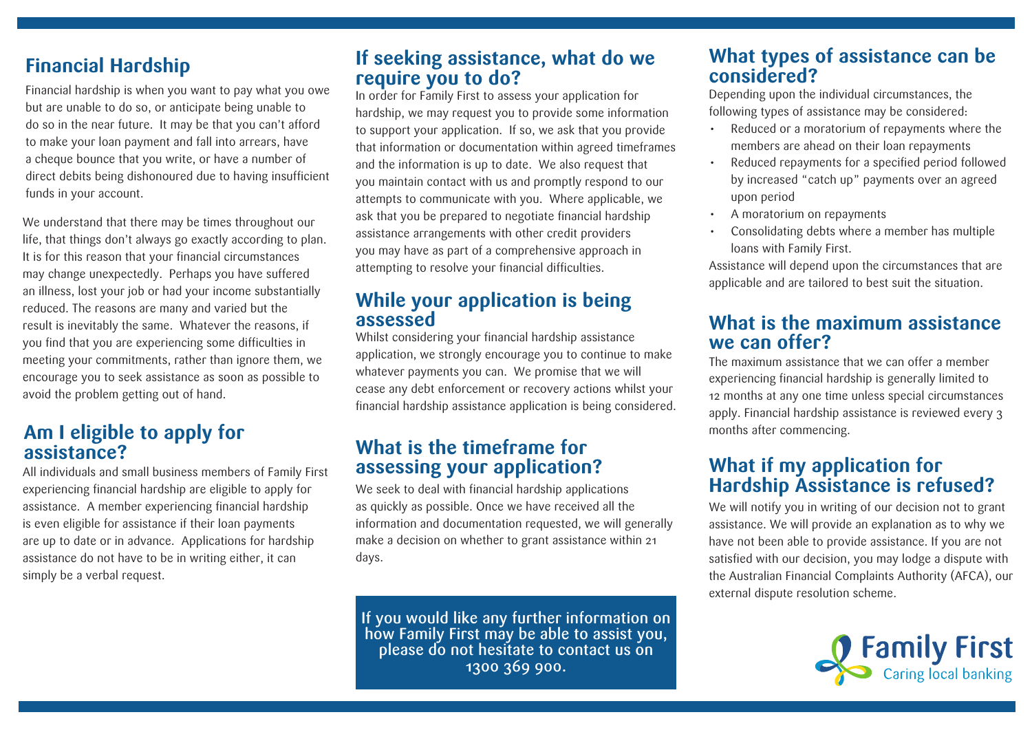## Financial Hardship

Financial hardship is when you want to pay what you owe but are unable to do so, or anticipate being unable to do so in the near future. It may be that you can't afford to make your loan payment and fall into arrears, have a cheque bounce that you write, or have a number of direct debits being dishonoured due to having insufficient funds in your account.

We understand that there may be times throughout our life, that things don't always go exactly according to plan. It is for this reason that your financial circumstances may change unexpectedly. Perhaps you have suffered an illness, lost your job or had your income substantially reduced. The reasons are many and varied but the result is inevitably the same. Whatever the reasons, if you find that you are experiencing some difficulties in meeting your commitments, rather than ignore them, we encourage you to seek assistance as soon as possible to avoid the problem getting out of hand.

## Am I eligible to apply for assistance?

All individuals and small business members of Family First experiencing financial hardship are eligible to apply for assistance. A member experiencing financial hardship is even eligible for assistance if their loan payments are up to date or in advance. Applications for hardship assistance do not have to be in writing either, it can simply be a verbal request.

## If seeking assistance, what do we require you to do?

In order for Family First to assess your application for hardship, we may request you to provide some information to support your application. If so, we ask that you provide that information or documentation within agreed timeframes and the information is up to date. We also request that you maintain contact with us and promptly respond to our attempts to communicate with you. Where applicable, we ask that you be prepared to negotiate financial hardship assistance arrangements with other credit providers you may have as part of a comprehensive approach in attempting to resolve your financial difficulties.

## While your application is being assessed

Whilst considering your financial hardship assistance application, we strongly encourage you to continue to make whatever payments you can. We promise that we will cease any debt enforcement or recovery actions whilst your financial hardship assistance application is being considered.

## What is the timeframe for assessing your application?

We seek to deal with financial hardship applications as quickly as possible. Once we have received all the information and documentation requested, we will generally make a decision on whether to grant assistance within 21 days.

If you would like any further information on how Family First may be able to assist you, please do not hesitate to contact us on 1300 369 900.

## What types of assistance can be considered?

Depending upon the individual circumstances, the following types of assistance may be considered:

- Reduced or a moratorium of repayments where the members are ahead on their loan repayments
- Reduced repayments for a specified period followed by increased "catch up" payments over an agreed upon period
- A moratorium on repayments
- Consolidating debts where a member has multiple loans with Family First.

Assistance will depend upon the circumstances that are applicable and are tailored to best suit the situation.

## What is the maximum assistance we can offer?

The maximum assistance that we can offer a member experiencing financial hardship is generally limited to 12 months at any one time unless special circumstances apply. Financial hardship assistance is reviewed every 3 months after commencing.

## What if my application for Hardship Assistance is refused?

We will notify you in writing of our decision not to grant assistance. We will provide an explanation as to why we have not been able to provide assistance. If you are not satisfied with our decision, you may lodge a dispute with the Australian Financial Complaints Authority (AFCA), our external dispute resolution scheme.

Family First
Caring local banking